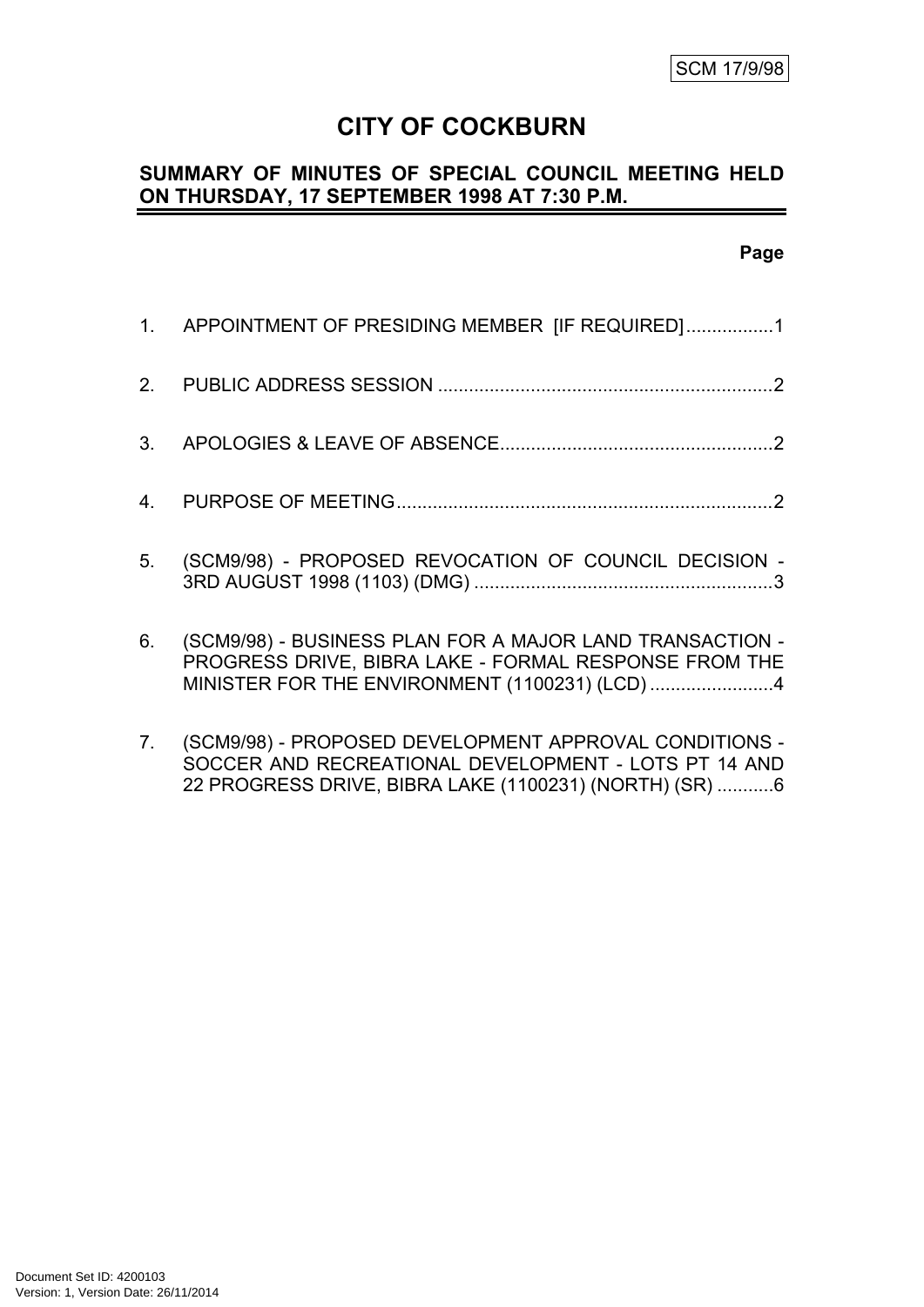SCM 17/9/98

# CITY OF COCKBURN

## SUMMARY OF MINUTES OF SPECIAL COUNCIL MEETING HELD ON THURSDAY, 17 SEPTEMBER 1998 AT 7:30 P.M.

**Page**

1. APPOINTMENT OF PRESIDING MEMBER [IF REQUIRED].................1

2. PUBLIC ADDRESS SESSION ................................................................2

3. APOLOGIES & LEAVE OF ABSENCE.....................................................2

4. PURPOSE OF MEETING........................................................................2

5. (SCM9/98) - PROPOSED REVOCATION OF COUNCIL DECISION - 3RD AUGUST 1998 (1103) (DMG) ..........................................................3

6. (SCM9/98) - BUSINESS PLAN FOR A MAJOR LAND TRANSACTION - PROGRESS DRIVE, BIBRA LAKE - FORMAL RESPONSE FROM THE MINISTER FOR THE ENVIRONMENT (1100231) (LCD) ........................4

7. (SCM9/98) - PROPOSED DEVELOPMENT APPROVAL CONDITIONS - SOCCER AND RECREATIONAL DEVELOPMENT - LOTS PT 14 AND 22 PROGRESS DRIVE, BIBRA LAKE (1100231) (NORTH) (SR) ...........6

Document Set ID: 4200103
Version: 1, Version Date: 26/11/2014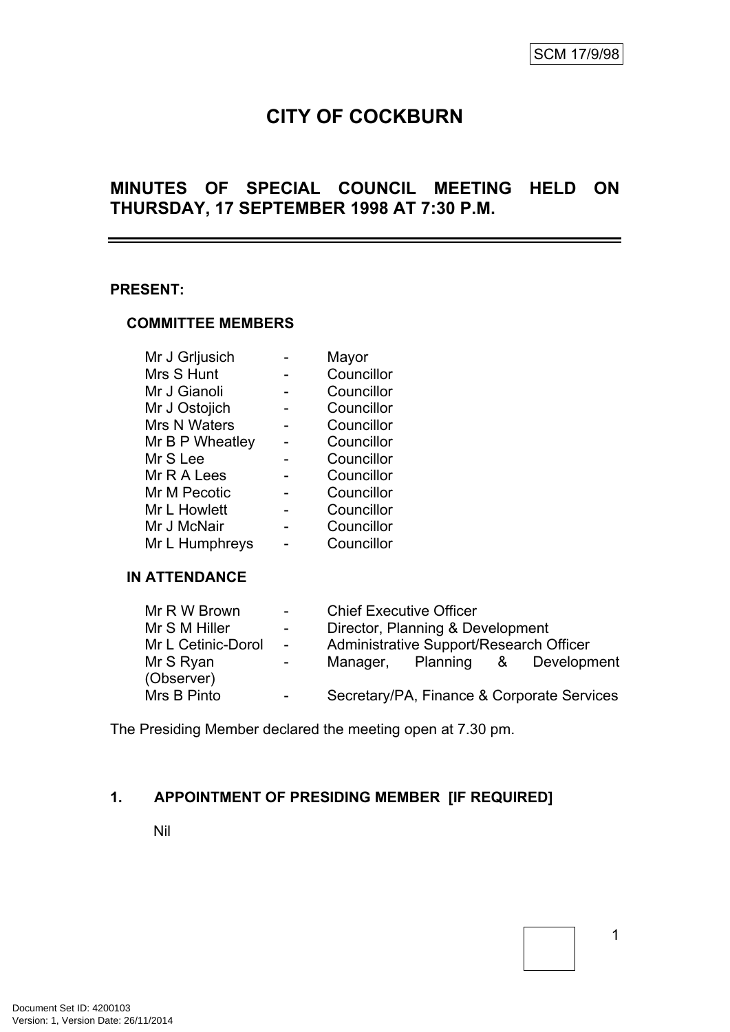SCM 17/9/98

# CITY OF COCKBURN

## MINUTES OF SPECIAL COUNCIL MEETING HELD ON THURSDAY, 17 SEPTEMBER 1998 AT 7:30 P.M.

---

**PRESENT:**

**COMMITTEE MEMBERS**

| | | |
|---|---|---|
| Mr J Grljusich | - | Mayor |
| Mrs S Hunt | - | Councillor |
| Mr J Gianoli | - | Councillor |
| Mr J Ostojich | - | Councillor |
| Mrs N Waters | - | Councillor |
| Mr B P Wheatley | - | Councillor |
| Mr S Lee | - | Councillor |
| Mr R A Lees | - | Councillor |
| Mr M Pecotic | - | Councillor |
| Mr L Howlett | - | Councillor |
| Mr J McNair | - | Councillor |
| Mr L Humphreys | - | Councillor |

**IN ATTENDANCE**

| | | |
|---|---|---|
| Mr R W Brown | - | Chief Executive Officer |
| Mr S M Hiller | - | Director, Planning & Development |
| Mr L Cetinic-Dorol | - | Administrative Support/Research Officer |
| Mr S Ryan (Observer) | - | Manager, Planning & Development |
| Mrs B Pinto | - | Secretary/PA, Finance & Corporate Services |

The Presiding Member declared the meeting open at 7.30 pm.

**1. APPOINTMENT OF PRESIDING MEMBER [IF REQUIRED]**

Nil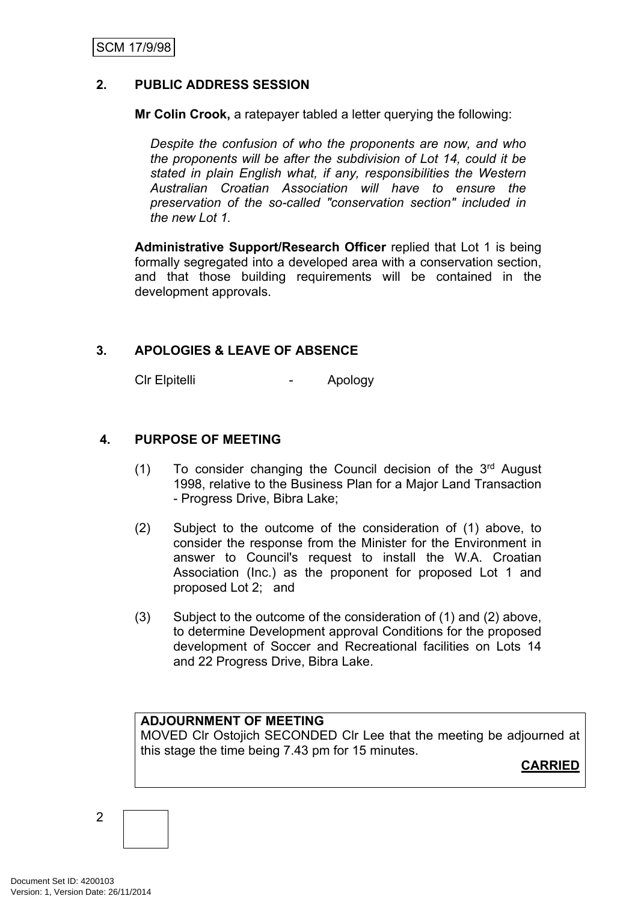## 2. PUBLIC ADDRESS SESSION

**Mr Colin Crook,** a ratepayer tabled a letter querying the following:

*Despite the confusion of who the proponents are now, and who the proponents will be after the subdivision of Lot 14, could it be stated in plain English what, if any, responsibilities the Western Australian Croatian Association will have to ensure the preservation of the so-called "conservation section" included in the new Lot 1.*

**Administrative Support/Research Officer** replied that Lot 1 is being formally segregated into a developed area with a conservation section, and that those building requirements will be contained in the development approvals.

## 3. APOLOGIES & LEAVE OF ABSENCE

Clr Elpitelli - Apology

## 4. PURPOSE OF MEETING

(1) To consider changing the Council decision of the 3rd August 1998, relative to the Business Plan for a Major Land Transaction - Progress Drive, Bibra Lake;

(2) Subject to the outcome of the consideration of (1) above, to consider the response from the Minister for the Environment in answer to Council's request to install the W.A. Croatian Association (Inc.) as the proponent for proposed Lot 1 and proposed Lot 2; and

(3) Subject to the outcome of the consideration of (1) and (2) above, to determine Development approval Conditions for the proposed development of Soccer and Recreational facilities on Lots 14 and 22 Progress Drive, Bibra Lake.

**ADJOURNMENT OF MEETING**
MOVED Clr Ostojich SECONDED Clr Lee that the meeting be adjourned at this stage the time being 7.43 pm for 15 minutes.

**CARRIED**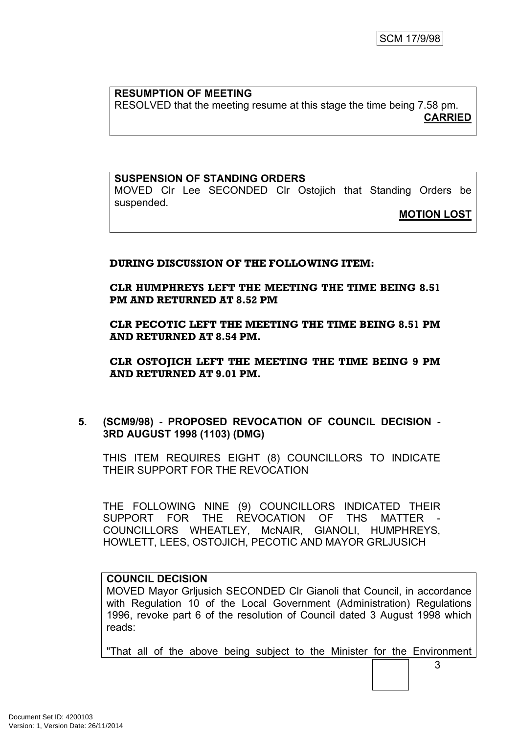**RESUMPTION OF MEETING**
RESOLVED that the meeting resume at this stage the time being 7.58 pm.

**CARRIED**

**SUSPENSION OF STANDING ORDERS**
MOVED Clr Lee SECONDED Clr Ostojich that Standing Orders be suspended.

**MOTION LOST**

**DURING DISCUSSION OF THE FOLLOWING ITEM:**

**CLR HUMPHREYS LEFT THE MEETING THE TIME BEING 8.51 PM AND RETURNED AT 8.52 PM**

**CLR PECOTIC LEFT THE MEETING THE TIME BEING 8.51 PM AND RETURNED AT 8.54 PM.**

**CLR OSTOJICH LEFT THE MEETING THE TIME BEING 9 PM AND RETURNED AT 9.01 PM.**

## 5. (SCM9/98) - PROPOSED REVOCATION OF COUNCIL DECISION - 3RD AUGUST 1998 (1103) (DMG)

THIS ITEM REQUIRES EIGHT (8) COUNCILLORS TO INDICATE THEIR SUPPORT FOR THE REVOCATION

THE FOLLOWING NINE (9) COUNCILLORS INDICATED THEIR SUPPORT FOR THE REVOCATION OF THS MATTER - COUNCILLORS WHEATLEY, McNAIR, GIANOLI, HUMPHREYS, HOWLETT, LEES, OSTOJICH, PECOTIC AND MAYOR GRLJUSICH

**COUNCIL DECISION**
MOVED Mayor Grljusich SECONDED Clr Gianoli that Council, in accordance with Regulation 10 of the Local Government (Administration) Regulations 1996, revoke part 6 of the resolution of Council dated 3 August 1998 which reads:

"That all of the above being subject to the Minister for the Environment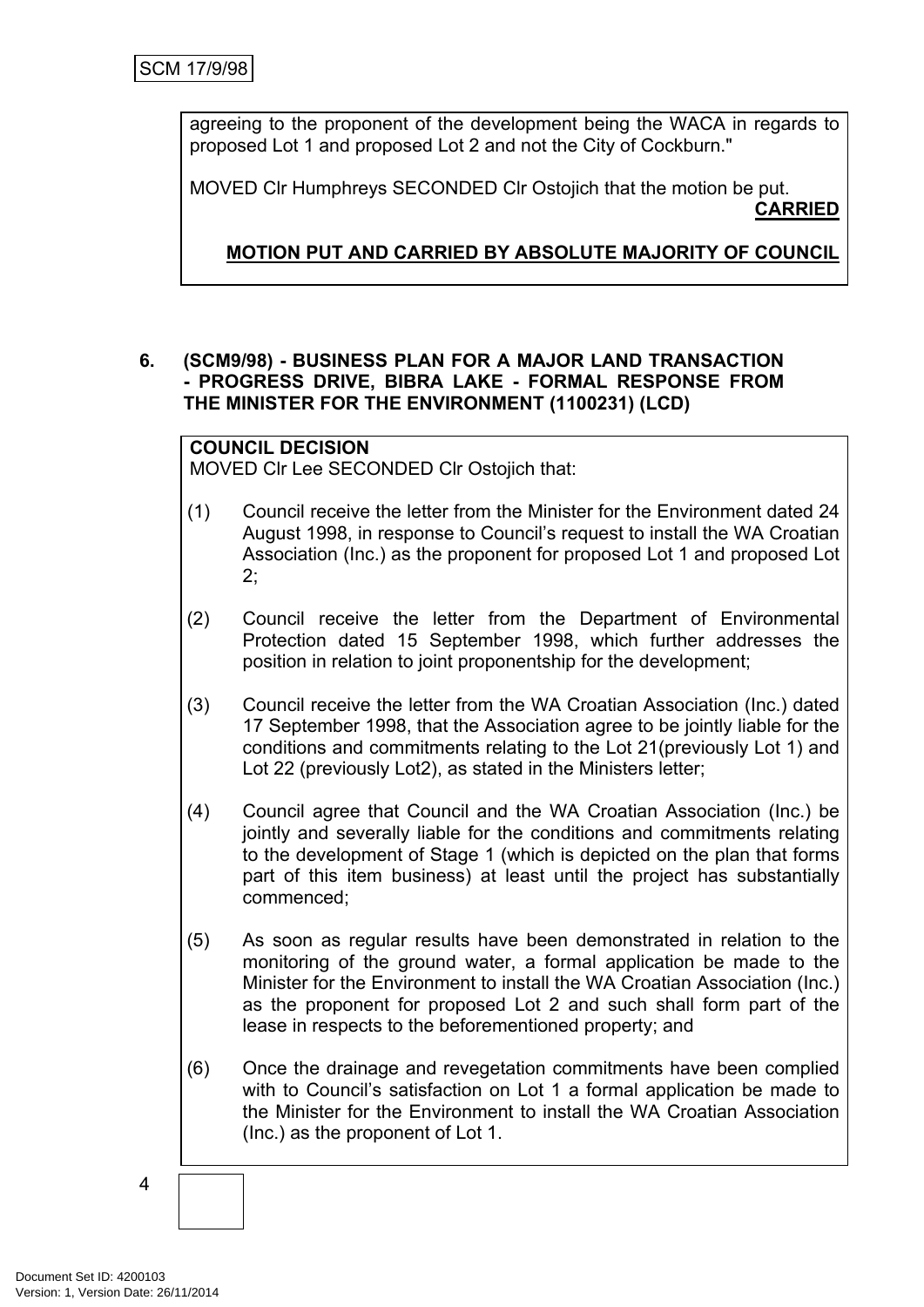agreeing to the proponent of the development being the WACA in regards to proposed Lot 1 and proposed Lot 2 and not the City of Cockburn."

MOVED Clr Humphreys SECONDED Clr Ostojich that the motion be put.

**CARRIED**

**MOTION PUT AND CARRIED BY ABSOLUTE MAJORITY OF COUNCIL**

## 6. (SCM9/98) - BUSINESS PLAN FOR A MAJOR LAND TRANSACTION - PROGRESS DRIVE, BIBRA LAKE - FORMAL RESPONSE FROM THE MINISTER FOR THE ENVIRONMENT (1100231) (LCD)

**COUNCIL DECISION**

MOVED Clr Lee SECONDED Clr Ostojich that:

(1) Council receive the letter from the Minister for the Environment dated 24 August 1998, in response to Council's request to install the WA Croatian Association (Inc.) as the proponent for proposed Lot 1 and proposed Lot 2;

(2) Council receive the letter from the Department of Environmental Protection dated 15 September 1998, which further addresses the position in relation to joint proponentship for the development;

(3) Council receive the letter from the WA Croatian Association (Inc.) dated 17 September 1998, that the Association agree to be jointly liable for the conditions and commitments relating to the Lot 21(previously Lot 1) and Lot 22 (previously Lot2), as stated in the Ministers letter;

(4) Council agree that Council and the WA Croatian Association (Inc.) be jointly and severally liable for the conditions and commitments relating to the development of Stage 1 (which is depicted on the plan that forms part of this item business) at least until the project has substantially commenced;

(5) As soon as regular results have been demonstrated in relation to the monitoring of the ground water, a formal application be made to the Minister for the Environment to install the WA Croatian Association (Inc.) as the proponent for proposed Lot 2 and such shall form part of the lease in respects to the beforementioned property; and

(6) Once the drainage and revegetation commitments have been complied with to Council's satisfaction on Lot 1 a formal application be made to the Minister for the Environment to install the WA Croatian Association (Inc.) as the proponent of Lot 1.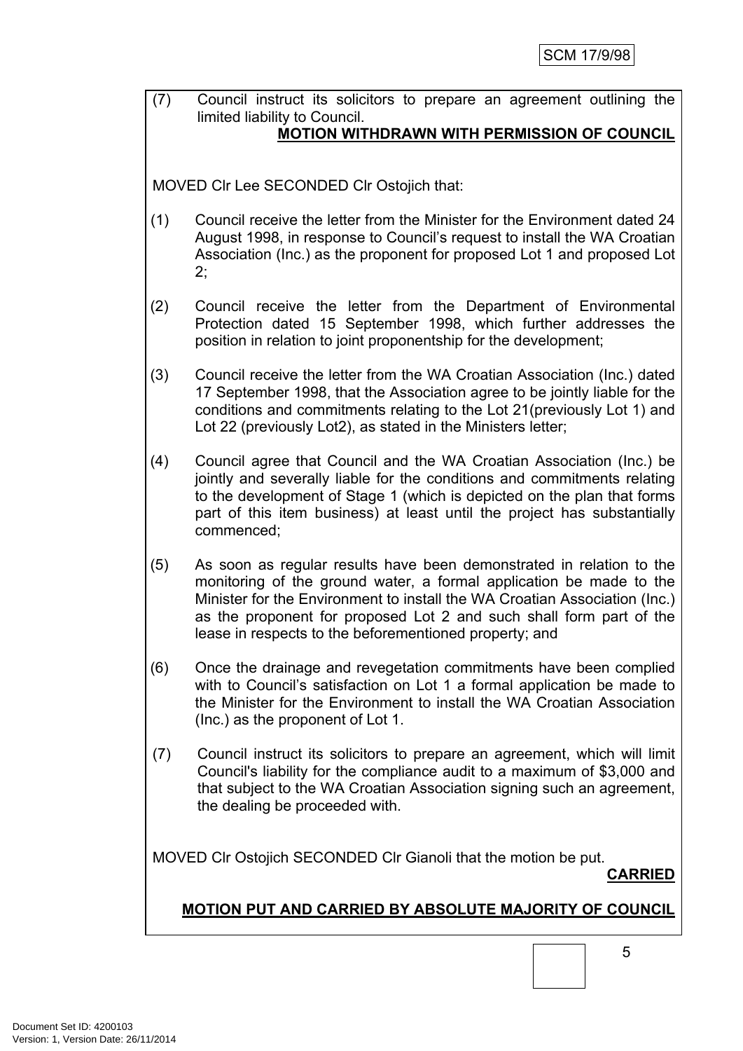(7) Council instruct its solicitors to prepare an agreement outlining the limited liability to Council.

**MOTION WITHDRAWN WITH PERMISSION OF COUNCIL**

MOVED Clr Lee SECONDED Clr Ostojich that:

(1) Council receive the letter from the Minister for the Environment dated 24 August 1998, in response to Council's request to install the WA Croatian Association (Inc.) as the proponent for proposed Lot 1 and proposed Lot 2;

(2) Council receive the letter from the Department of Environmental Protection dated 15 September 1998, which further addresses the position in relation to joint proponentship for the development;

(3) Council receive the letter from the WA Croatian Association (Inc.) dated 17 September 1998, that the Association agree to be jointly liable for the conditions and commitments relating to the Lot 21(previously Lot 1) and Lot 22 (previously Lot2), as stated in the Ministers letter;

(4) Council agree that Council and the WA Croatian Association (Inc.) be jointly and severally liable for the conditions and commitments relating to the development of Stage 1 (which is depicted on the plan that forms part of this item business) at least until the project has substantially commenced;

(5) As soon as regular results have been demonstrated in relation to the monitoring of the ground water, a formal application be made to the Minister for the Environment to install the WA Croatian Association (Inc.) as the proponent for proposed Lot 2 and such shall form part of the lease in respects to the beforementioned property; and

(6) Once the drainage and revegetation commitments have been complied with to Council's satisfaction on Lot 1 a formal application be made to the Minister for the Environment to install the WA Croatian Association (Inc.) as the proponent of Lot 1.

(7) Council instruct its solicitors to prepare an agreement, which will limit Council's liability for the compliance audit to a maximum of $3,000 and that subject to the WA Croatian Association signing such an agreement, the dealing be proceeded with.

MOVED Clr Ostojich SECONDED Clr Gianoli that the motion be put.

**CARRIED**

**MOTION PUT AND CARRIED BY ABSOLUTE MAJORITY OF COUNCIL**

Document Set ID: 4200103
Version: 1, Version Date: 26/11/2014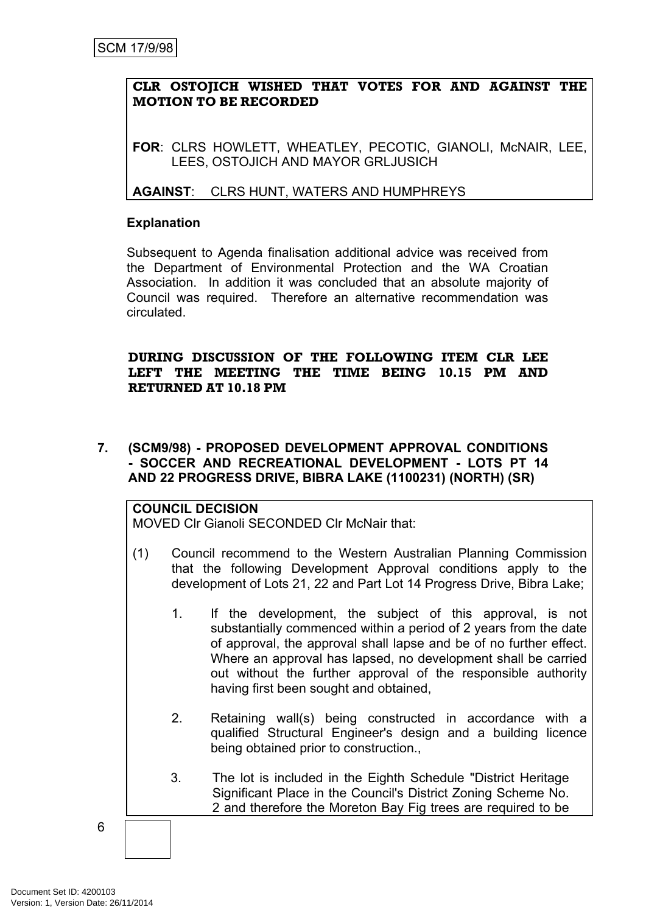**CLR OSTOJICH WISHED THAT VOTES FOR AND AGAINST THE MOTION TO BE RECORDED**

**FOR**: CLRS HOWLETT, WHEATLEY, PECOTIC, GIANOLI, McNAIR, LEE, LEES, OSTOJICH AND MAYOR GRLJUSICH

**AGAINST**: CLRS HUNT, WATERS AND HUMPHREYS

**Explanation**

Subsequent to Agenda finalisation additional advice was received from the Department of Environmental Protection and the WA Croatian Association. In addition it was concluded that an absolute majority of Council was required. Therefore an alternative recommendation was circulated.

**DURING DISCUSSION OF THE FOLLOWING ITEM CLR LEE LEFT THE MEETING THE TIME BEING 10.15 PM AND RETURNED AT 10.18 PM**

## 7. (SCM9/98) - PROPOSED DEVELOPMENT APPROVAL CONDITIONS - SOCCER AND RECREATIONAL DEVELOPMENT - LOTS PT 14 AND 22 PROGRESS DRIVE, BIBRA LAKE (1100231) (NORTH) (SR)

**COUNCIL DECISION**

MOVED Clr Gianoli SECONDED Clr McNair that:

(1) Council recommend to the Western Australian Planning Commission that the following Development Approval conditions apply to the development of Lots 21, 22 and Part Lot 14 Progress Drive, Bibra Lake;

1. If the development, the subject of this approval, is not substantially commenced within a period of 2 years from the date of approval, the approval shall lapse and be of no further effect. Where an approval has lapsed, no development shall be carried out without the further approval of the responsible authority having first been sought and obtained,

2. Retaining wall(s) being constructed in accordance with a qualified Structural Engineer's design and a building licence being obtained prior to construction.,

3. The lot is included in the Eighth Schedule "District Heritage Significant Place in the Council's District Zoning Scheme No. 2 and therefore the Moreton Bay Fig trees are required to be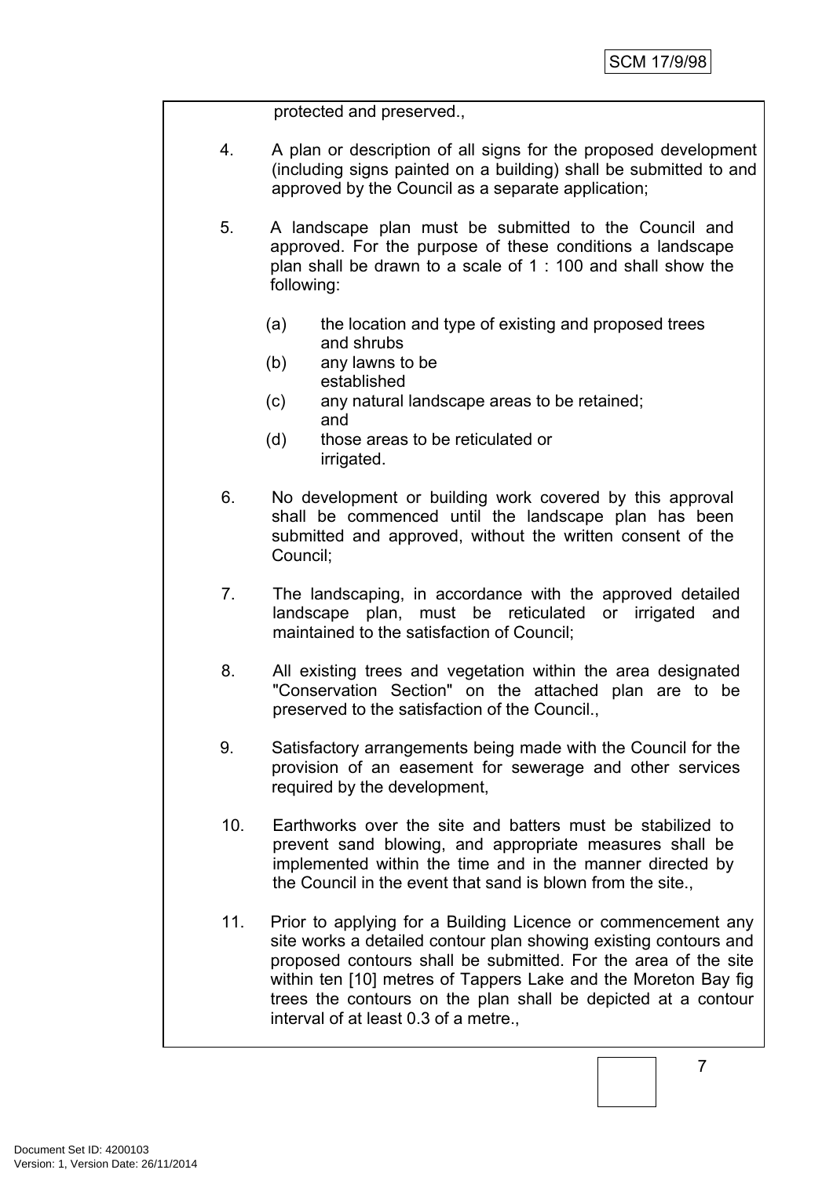protected and preserved.,

4. A plan or description of all signs for the proposed development (including signs painted on a building) shall be submitted to and approved by the Council as a separate application;

5. A landscape plan must be submitted to the Council and approved. For the purpose of these conditions a landscape plan shall be drawn to a scale of 1 : 100 and shall show the following:

   (a) the location and type of existing and proposed trees and shrubs
   (b) any lawns to be established
   (c) any natural landscape areas to be retained; and
   (d) those areas to be reticulated or irrigated.

6. No development or building work covered by this approval shall be commenced until the landscape plan has been submitted and approved, without the written consent of the Council;

7. The landscaping, in accordance with the approved detailed landscape plan, must be reticulated or irrigated and maintained to the satisfaction of Council;

8. All existing trees and vegetation within the area designated "Conservation Section" on the attached plan are to be preserved to the satisfaction of the Council.,

9. Satisfactory arrangements being made with the Council for the provision of an easement for sewerage and other services required by the development,

10. Earthworks over the site and batters must be stabilized to prevent sand blowing, and appropriate measures shall be implemented within the time and in the manner directed by the Council in the event that sand is blown from the site.,

11. Prior to applying for a Building Licence or commencement any site works a detailed contour plan showing existing contours and proposed contours shall be submitted. For the area of the site within ten [10] metres of Tappers Lake and the Moreton Bay fig trees the contours on the plan shall be depicted at a contour interval of at least 0.3 of a metre.,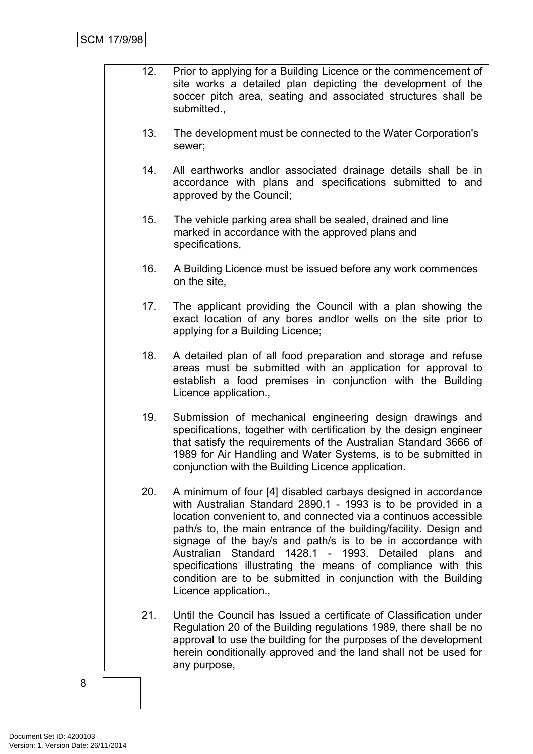12. Prior to applying for a Building Licence or the commencement of site works a detailed plan depicting the development of the soccer pitch area, seating and associated structures shall be submitted.,

13. The development must be connected to the Water Corporation's sewer;

14. All earthworks andlor associated drainage details shall be in accordance with plans and specifications submitted to and approved by the Council;

15. The vehicle parking area shall be sealed, drained and line marked in accordance with the approved plans and specifications,

16. A Building Licence must be issued before any work commences on the site,

17. The applicant providing the Council with a plan showing the exact location of any bores andlor wells on the site prior to applying for a Building Licence;

18. A detailed plan of all food preparation and storage and refuse areas must be submitted with an application for approval to establish a food premises in conjunction with the Building Licence application.,

19. Submission of mechanical engineering design drawings and specifications, together with certification by the design engineer that satisfy the requirements of the Australian Standard 3666 of 1989 for Air Handling and Water Systems, is to be submitted in conjunction with the Building Licence application.

20. A minimum of four [4] disabled carbays designed in accordance with Australian Standard 2890.1 - 1993 is to be provided in a location convenient to, and connected via a continuos accessible path/s to, the main entrance of the building/facility. Design and signage of the bay/s and path/s is to be in accordance with Australian Standard 1428.1 - 1993. Detailed plans and specifications illustrating the means of compliance with this condition are to be submitted in conjunction with the Building Licence application.,

21. Until the Council has Issued a certificate of Classification under Regulation 20 of the Building regulations 1989, there shall be no approval to use the building for the purposes of the development herein conditionally approved and the land shall not be used for any purpose,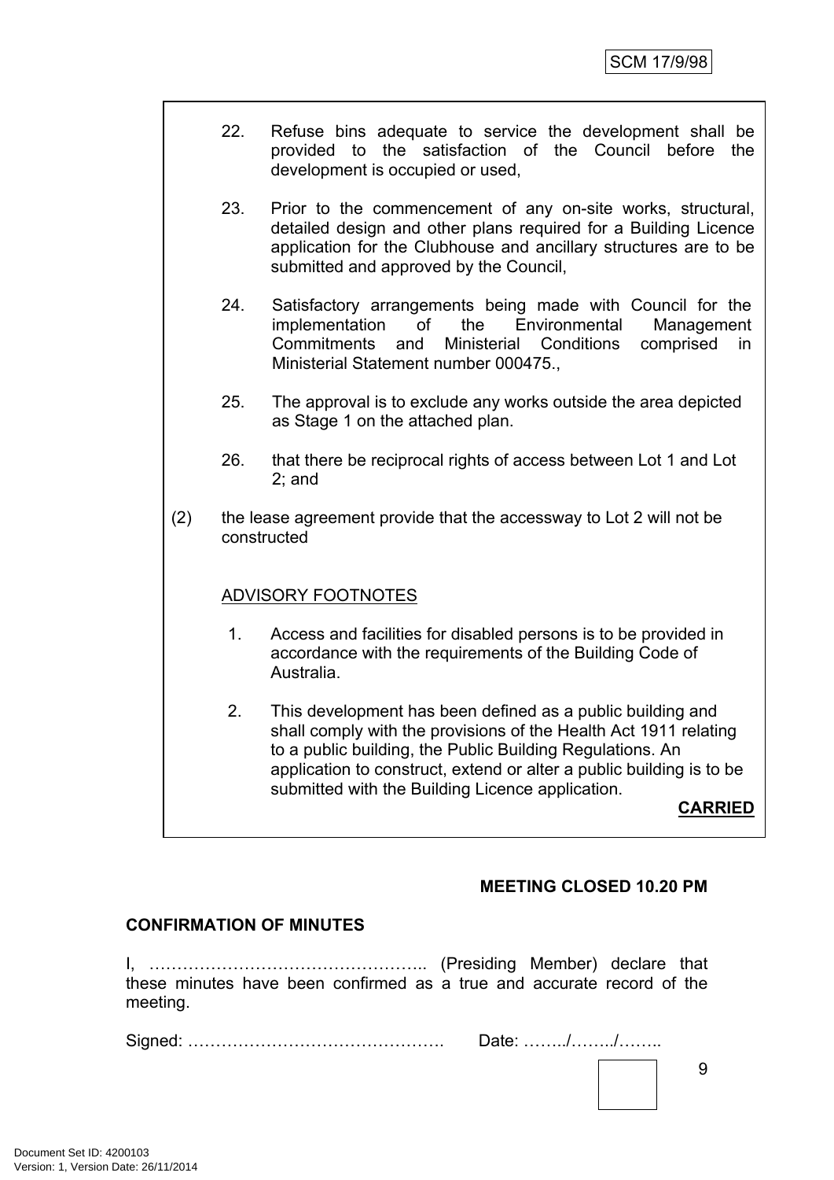22. Refuse bins adequate to service the development shall be provided to the satisfaction of the Council before the development is occupied or used,

23. Prior to the commencement of any on-site works, structural, detailed design and other plans required for a Building Licence application for the Clubhouse and ancillary structures are to be submitted and approved by the Council,

24. Satisfactory arrangements being made with Council for the implementation of the Environmental Management Commitments and Ministerial Conditions comprised in Ministerial Statement number 000475.,

25. The approval is to exclude any works outside the area depicted as Stage 1 on the attached plan.

26. that there be reciprocal rights of access between Lot 1 and Lot 2; and

(2) the lease agreement provide that the accessway to Lot 2 will not be constructed

ADVISORY FOOTNOTES

1. Access and facilities for disabled persons is to be provided in accordance with the requirements of the Building Code of Australia.

2. This development has been defined as a public building and shall comply with the provisions of the Health Act 1911 relating to a public building, the Public Building Regulations. An application to construct, extend or alter a public building is to be submitted with the Building Licence application.

**CARRIED**

**MEETING CLOSED 10.20 PM**

**CONFIRMATION OF MINUTES**

I, ………………………………………….. (Presiding Member) declare that these minutes have been confirmed as a true and accurate record of the meeting.

Signed: ………………………………………. Date: ……../……../……..

Document Set ID: 4200103
Version: 1, Version Date: 26/11/2014